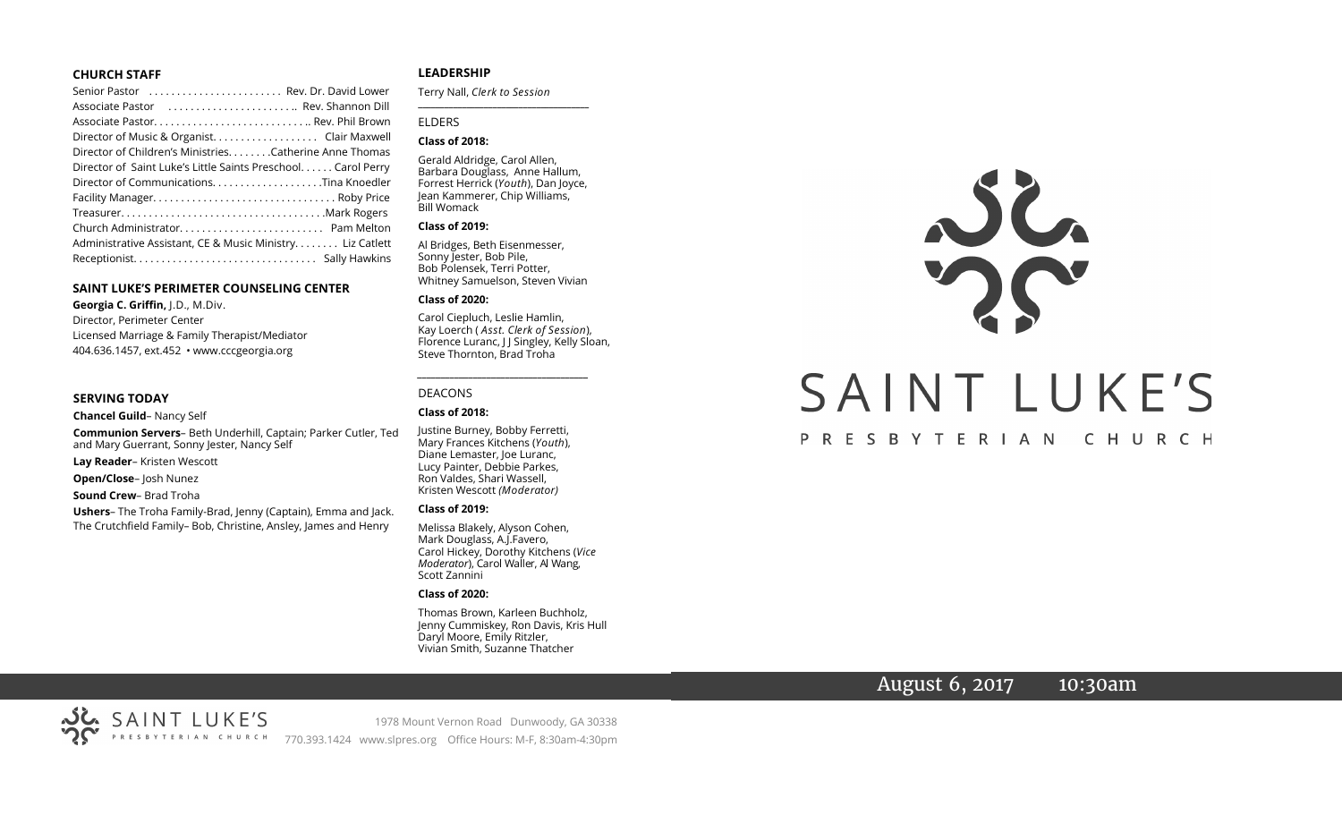## CHURCH STAFF

Senior Pastor . . . . . . . . . . . . . . . . . . . . . . . Rev. Dr. David Lower
Associate Pastor . . . . . . . . . . . . . . . . . . . . . . . Rev. Shannon Dill
Associate Pastor. . . . . . . . . . . . . . . . . . . . . . . . . . . Rev. Phil Brown
Director of Music & Organist. . . . . . . . . . . . . . . . . . Clair Maxwell
Director of Children's Ministries. . . . . . . . Catherine Anne Thomas
Director of Saint Luke's Little Saints Preschool. . . . . . Carol Perry
Director of Communications. . . . . . . . . . . . . . . . . . . Tina Knoedler
Facility Manager. . . . . . . . . . . . . . . . . . . . . . . . . . . . . . . . Roby Price
Treasurer. . . . . . . . . . . . . . . . . . . . . . . . . . . . . . . . . . . Mark Rogers
Church Administrator. . . . . . . . . . . . . . . . . . . . . . . . . Pam Melton
Administrative Assistant, CE & Music Ministry. . . . . . . . Liz Catlett
Receptionist. . . . . . . . . . . . . . . . . . . . . . . . . . . . . . . . Sally Hawkins

## SAINT LUKE'S PERIMETER COUNSELING CENTER

**Georgia C. Griffin,** J.D., M.Div.
Director, Perimeter Center
Licensed Marriage & Family Therapist/Mediator
404.636.1457, ext.452 • www.cccgeorgia.org

## SERVING TODAY

**Chancel Guild**– Nancy Self

**Communion Servers**– Beth Underhill, Captain; Parker Cutler, Ted and Mary Guerrant, Sonny Jester, Nancy Self

**Lay Reader**– Kristen Wescott

**Open/Close**– Josh Nunez

**Sound Crew**– Brad Troha

**Ushers**– The Troha Family-Brad, Jenny (Captain), Emma and Jack. The Crutchfield Family– Bob, Christine, Ansley, James and Henry

## LEADERSHIP

Terry Nall, *Clerk to Session*

ELDERS

**Class of 2018:**

Gerald Aldridge, Carol Allen, Barbara Douglass, Anne Hallum, Forrest Herrick (*Youth*), Dan Joyce, Jean Kammerer, Chip Williams, Bill Womack

**Class of 2019:**

Al Bridges, Beth Eisenmesser, Sonny Jester, Bob Pile, Bob Polensek, Terri Potter, Whitney Samuelson, Steven Vivian

**Class of 2020:**

Carol Ciepluch, Leslie Hamlin, Kay Loerch ( *Asst. Clerk of Session*), Florence Luranc, J J Singley, Kelly Sloan, Steve Thornton, Brad Troha

DEACONS

**Class of 2018:**

Justine Burney, Bobby Ferretti, Mary Frances Kitchens (*Youth*), Diane Lemaster, Joe Luranc, Lucy Painter, Debbie Parkes, Ron Valdes, Shari Wassell, Kristen Wescott *(Moderator)*

**Class of 2019:**

Melissa Blakely, Alyson Cohen, Mark Douglass, A.J.Favero, Carol Hickey, Dorothy Kitchens (*Vice Moderator*), Carol Waller, Al Wang, Scott Zannini

**Class of 2020:**

Thomas Brown, Karleen Buchholz, Jenny Cummiskey, Ron Davis, Kris Hull Daryl Moore, Emily Ritzler, Vivian Smith, Suzanne Thatcher

# SAINT LUKE'S

PRESBYTERIAN CHURCH

August 6, 2017 10:30am

SAINT LUKE'S PRESBYTERIAN CHURCH

1978 Mount Vernon Road Dunwoody, GA 30338
770.393.1424 www.slpres.org Office Hours: M-F, 8:30am-4:30pm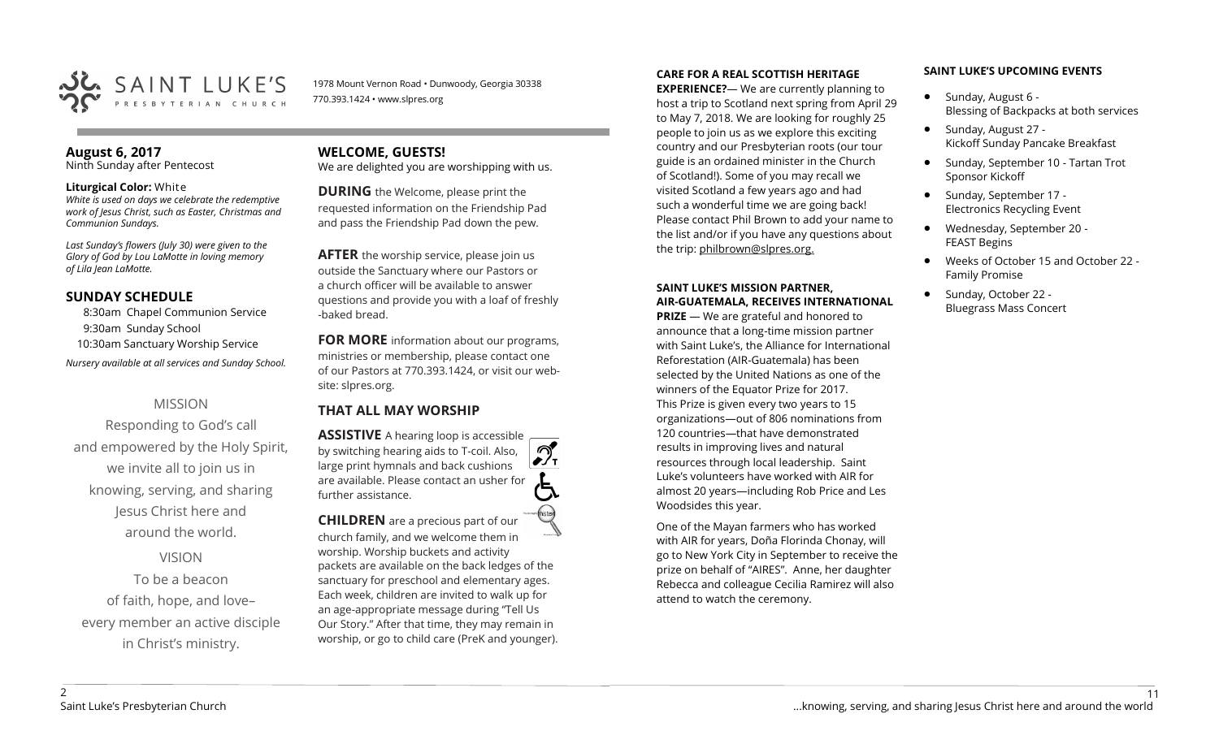SAINT LUKE'S PRESBYTERIAN CHURCH

1978 Mount Vernon Road • Dunwoody, Georgia 30338
770.393.1424 • www.slpres.org

## August 6, 2017

Ninth Sunday after Pentecost

**Liturgical Color:** White

*White is used on days we celebrate the redemptive work of Jesus Christ, such as Easter, Christmas and Communion Sundays.*

*Last Sunday's flowers (July 30) were given to the Glory of God by Lou LaMotte in loving memory of Lila Jean LaMotte.*

## SUNDAY SCHEDULE

8:30am Chapel Communion Service
9:30am Sunday School
10:30am Sanctuary Worship Service

*Nursery available at all services and Sunday School.*

MISSION

Responding to God's call and empowered by the Holy Spirit, we invite all to join us in knowing, serving, and sharing Jesus Christ here and around the world.

VISION

To be a beacon of faith, hope, and love– every member an active disciple in Christ's ministry.

## WELCOME, GUESTS!

We are delighted you are worshipping with us.

**DURING** the Welcome, please print the requested information on the Friendship Pad and pass the Friendship Pad down the pew.

**AFTER** the worship service, please join us outside the Sanctuary where our Pastors or a church officer will be available to answer questions and provide you with a loaf of freshly -baked bread.

**FOR MORE** information about our programs, ministries or membership, please contact one of our Pastors at 770.393.1424, or visit our website: slpres.org.

## THAT ALL MAY WORSHIP

**ASSISTIVE** A hearing loop is accessible by switching hearing aids to T-coil. Also, large print hymnals and back cushions are available. Please contact an usher for further assistance.

**CHILDREN** are a precious part of our church family, and we welcome them in worship. Worship buckets and activity packets are available on the back ledges of the sanctuary for preschool and elementary ages. Each week, children are invited to walk up for an age-appropriate message during "Tell Us Our Story." After that time, they may remain in worship, or go to child care (PreK and younger).

**CARE FOR A REAL SCOTTISH HERITAGE EXPERIENCE?**— We are currently planning to host a trip to Scotland next spring from April 29 to May 7, 2018. We are looking for roughly 25 people to join us as we explore this exciting country and our Presbyterian roots (our tour guide is an ordained minister in the Church of Scotland!). Some of you may recall we visited Scotland a few years ago and had such a wonderful time we are going back! Please contact Phil Brown to add your name to the list and/or if you have any questions about the trip: philbrown@slpres.org.

**SAINT LUKE'S MISSION PARTNER, AIR-GUATEMALA, RECEIVES INTERNATIONAL PRIZE** — We are grateful and honored to announce that a long-time mission partner with Saint Luke's, the Alliance for International Reforestation (AIR-Guatemala) has been selected by the United Nations as one of the winners of the Equator Prize for 2017. This Prize is given every two years to 15 organizations—out of 806 nominations from 120 countries—that have demonstrated results in improving lives and natural resources through local leadership. Saint Luke's volunteers have worked with AIR for almost 20 years—including Rob Price and Les Woodsides this year.

One of the Mayan farmers who has worked with AIR for years, Doña Florinda Chonay, will go to New York City in September to receive the prize on behalf of "AIRES". Anne, her daughter Rebecca and colleague Cecilia Ramirez will also attend to watch the ceremony.

**SAINT LUKE'S UPCOMING EVENTS**

- Sunday, August 6 - Blessing of Backpacks at both services
- Sunday, August 27 - Kickoff Sunday Pancake Breakfast
- Sunday, September 10 - Tartan Trot Sponsor Kickoff
- Sunday, September 17 - Electronics Recycling Event
- Wednesday, September 20 - FEAST Begins
- Weeks of October 15 and October 22 - Family Promise
- Sunday, October 22 - Bluegrass Mass Concert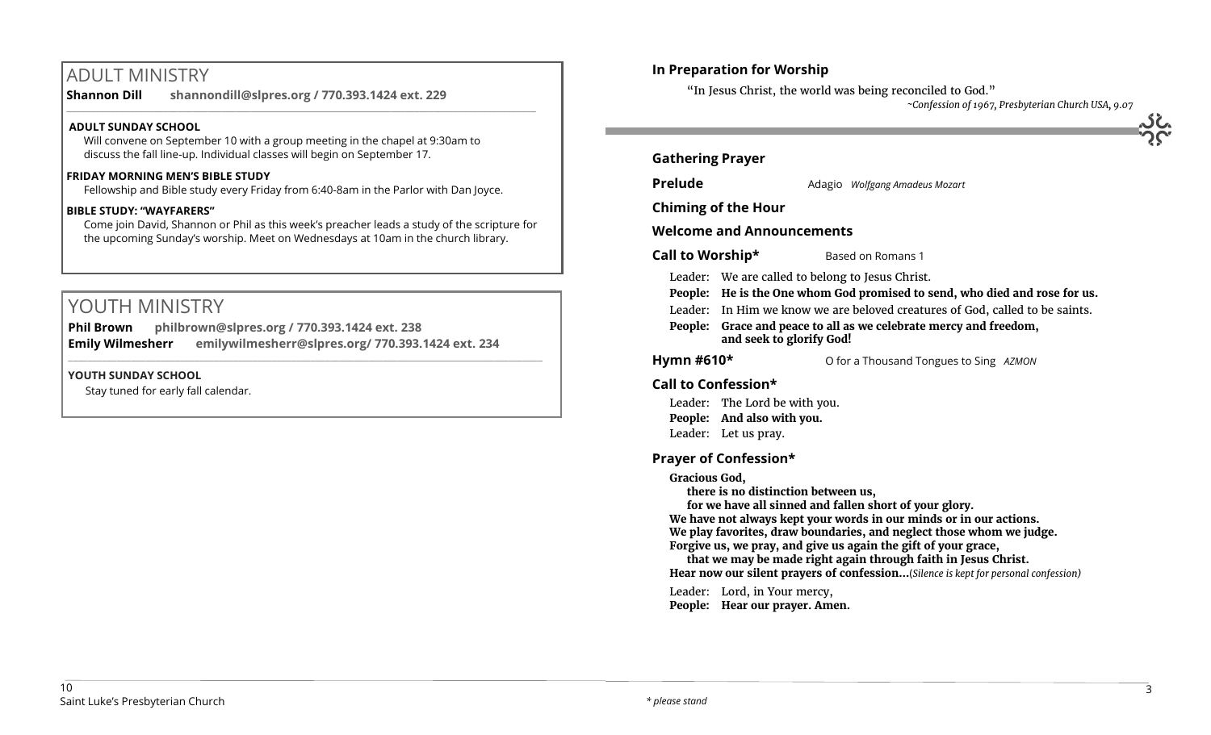## ADULT MINISTRY

**Shannon Dill shannondill@slpres.org / 770.393.1424 ext. 229**

**ADULT SUNDAY SCHOOL**

Will convene on September 10 with a group meeting in the chapel at 9:30am to discuss the fall line-up. Individual classes will begin on September 17.

**FRIDAY MORNING MEN'S BIBLE STUDY**

Fellowship and Bible study every Friday from 6:40-8am in the Parlor with Dan Joyce.

**BIBLE STUDY: "WAYFARERS"**

Come join David, Shannon or Phil as this week's preacher leads a study of the scripture for the upcoming Sunday's worship. Meet on Wednesdays at 10am in the church library.

## YOUTH MINISTRY

**Phil Brown philbrown@slpres.org / 770.393.1424 ext. 238**
**Emily Wilmesherr emilywilmesherr@slpres.org/ 770.393.1424 ext. 234**

**YOUTH SUNDAY SCHOOL**

Stay tuned for early fall calendar.

### In Preparation for Worship

"In Jesus Christ, the world was being reconciled to God."

*~Confession of 1967, Presbyterian Church USA, 9.07*

### Gathering Prayer

**Prelude** Adagio *Wolfgang Amadeus Mozart*

**Chiming of the Hour**

**Welcome and Announcements**

**Call to Worship*** Based on Romans 1

Leader: We are called to belong to Jesus Christ.
**People: He is the One whom God promised to send, who died and rose for us.**
Leader: In Him we know we are beloved creatures of God, called to be saints.
**People: Grace and peace to all as we celebrate mercy and freedom, and seek to glorify God!**

**Hymn #610*** O for a Thousand Tongues to Sing *AZMON*

### Call to Confession*

Leader: The Lord be with you.
**People: And also with you.**
Leader: Let us pray.

### Prayer of Confession*

**Gracious God,**
**there is no distinction between us,**
**for we have all sinned and fallen short of your glory.**
**We have not always kept your words in our minds or in our actions.**
**We play favorites, draw boundaries, and neglect those whom we judge.**
**Forgive us, we pray, and give us again the gift of your grace,**
**that we may be made right again through faith in Jesus Christ.**
**Hear now our silent prayers of confession…**(*Silence is kept for personal confession)*

Leader: Lord, in Your mercy,
**People: Hear our prayer. Amen.**

*\* please stand*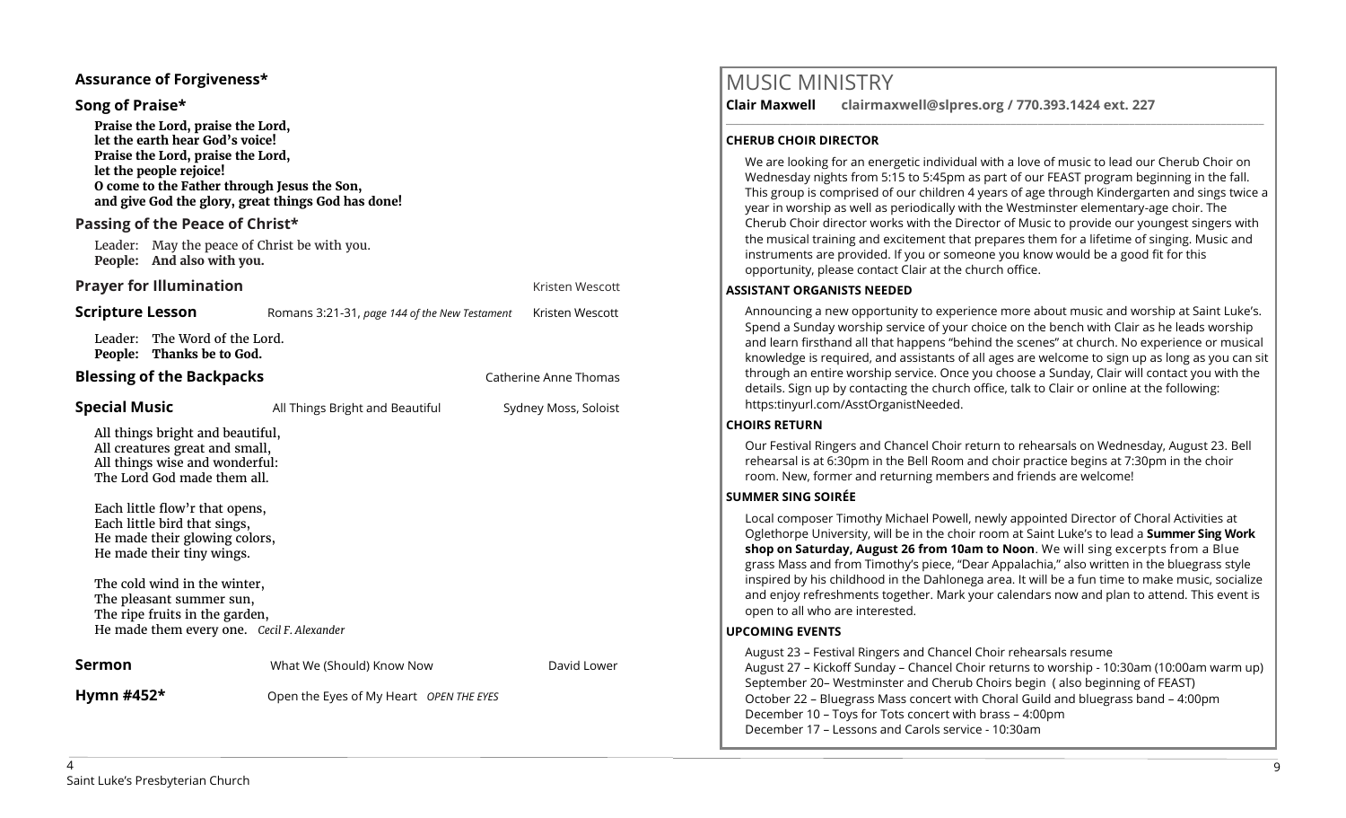**Assurance of Forgiveness***

**Song of Praise***

**Praise the Lord, praise the Lord,**
**let the earth hear God's voice!**
**Praise the Lord, praise the Lord,**
**let the people rejoice!**
**O come to the Father through Jesus the Son,**
**and give God the glory, great things God has done!**

**Passing of the Peace of Christ***

Leader: May the peace of Christ be with you.
**People: And also with you.**

**Prayer for Illumination** Kristen Wescott

**Scripture Lesson** Romans 3:21-31, *page 144 of the New Testament* Kristen Wescott

Leader: The Word of the Lord.
**People: Thanks be to God.**

**Blessing of the Backpacks** Catherine Anne Thomas

**Special Music** All Things Bright and Beautiful Sydney Moss, Soloist

All things bright and beautiful,
All creatures great and small,
All things wise and wonderful:
The Lord God made them all.

Each little flow'r that opens,
Each little bird that sings,
He made their glowing colors,
He made their tiny wings.

The cold wind in the winter,
The pleasant summer sun,
The ripe fruits in the garden,
He made them every one. *Cecil F. Alexander*

**Sermon** What We (Should) Know Now David Lower

**Hymn #452*** Open the Eyes of My Heart *OPEN THE EYES*

# MUSIC MINISTRY

**Clair Maxwell clairmaxwell@slpres.org / 770.393.1424 ext. 227**

**CHERUB CHOIR DIRECTOR**

We are looking for an energetic individual with a love of music to lead our Cherub Choir on Wednesday nights from 5:15 to 5:45pm as part of our FEAST program beginning in the fall. This group is comprised of our children 4 years of age through Kindergarten and sings twice a year in worship as well as periodically with the Westminster elementary-age choir. The Cherub Choir director works with the Director of Music to provide our youngest singers with the musical training and excitement that prepares them for a lifetime of singing. Music and instruments are provided. If you or someone you know would be a good fit for this opportunity, please contact Clair at the church office.

**ASSISTANT ORGANISTS NEEDED**

Announcing a new opportunity to experience more about music and worship at Saint Luke's. Spend a Sunday worship service of your choice on the bench with Clair as he leads worship and learn firsthand all that happens "behind the scenes" at church. No experience or musical knowledge is required, and assistants of all ages are welcome to sign up as long as you can sit through an entire worship service. Once you choose a Sunday, Clair will contact you with the details. Sign up by contacting the church office, talk to Clair or online at the following: https:tinyurl.com/AsstOrganistNeeded.

**CHOIRS RETURN**

Our Festival Ringers and Chancel Choir return to rehearsals on Wednesday, August 23. Bell rehearsal is at 6:30pm in the Bell Room and choir practice begins at 7:30pm in the choir room. New, former and returning members and friends are welcome!

**SUMMER SING SOIRÉE**

Local composer Timothy Michael Powell, newly appointed Director of Choral Activities at Oglethorpe University, will be in the choir room at Saint Luke's to lead a **Summer Sing Work shop on Saturday, August 26 from 10am to Noon**. We will sing excerpts from a Blue grass Mass and from Timothy's piece, "Dear Appalachia," also written in the bluegrass style inspired by his childhood in the Dahlonega area. It will be a fun time to make music, socialize and enjoy refreshments together. Mark your calendars now and plan to attend. This event is open to all who are interested.

**UPCOMING EVENTS**

August 23 – Festival Ringers and Chancel Choir rehearsals resume
August 27 – Kickoff Sunday – Chancel Choir returns to worship - 10:30am (10:00am warm up)
September 20– Westminster and Cherub Choirs begin ( also beginning of FEAST)
October 22 – Bluegrass Mass concert with Choral Guild and bluegrass band – 4:00pm
December 10 – Toys for Tots concert with brass – 4:00pm
December 17 – Lessons and Carols service - 10:30am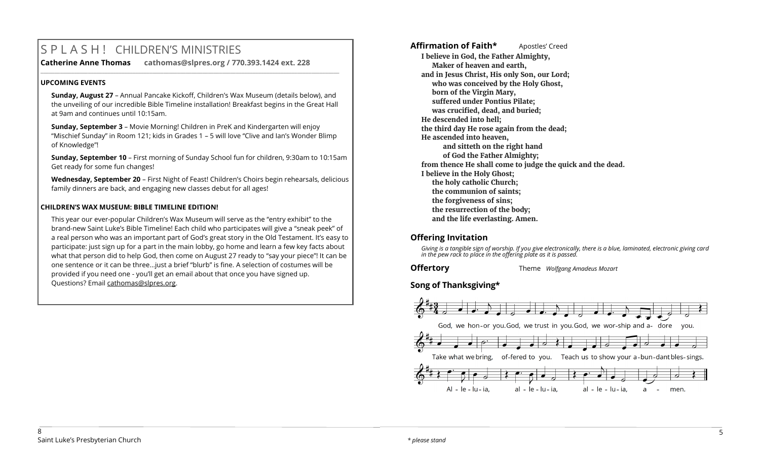# SPLASH! CHILDREN'S MINISTRIES

**Catherine Anne Thomas** **cathomas@slpres.org / 770.393.1424 ext. 228**

### UPCOMING EVENTS

**Sunday, August 27** – Annual Pancake Kickoff, Children's Wax Museum (details below), and the unveiling of our incredible Bible Timeline installation! Breakfast begins in the Great Hall at 9am and continues until 10:15am.

**Sunday, September 3** – Movie Morning! Children in PreK and Kindergarten will enjoy "Mischief Sunday" in Room 121; kids in Grades 1 – 5 will love "Clive and Ian's Wonder Blimp of Knowledge"!

**Sunday, September 10** – First morning of Sunday School fun for children, 9:30am to 10:15am Get ready for some fun changes!

**Wednesday, September 20** – First Night of Feast! Children's Choirs begin rehearsals, delicious family dinners are back, and engaging new classes debut for all ages!

### CHILDREN'S WAX MUSEUM: BIBLE TIMELINE EDITION!

This year our ever-popular Children's Wax Museum will serve as the "entry exhibit" to the brand-new Saint Luke's Bible Timeline! Each child who participates will give a "sneak peek" of a real person who was an important part of God's great story in the Old Testament. It's easy to participate: just sign up for a part in the main lobby, go home and learn a few key facts about what that person did to help God, then come on August 27 ready to "say your piece"! It can be one sentence or it can be three...just a brief "blurb" is fine. A selection of costumes will be provided if you need one - you'll get an email about that once you have signed up. Questions? Email cathomas@slpres.org.

**Affirmation of Faith*** Apostles' Creed

**I believe in God, the Father Almighty,**
**Maker of heaven and earth,**
**and in Jesus Christ, His only Son, our Lord;**
**who was conceived by the Holy Ghost,**
**born of the Virgin Mary,**
**suffered under Pontius Pilate;**
**was crucified, dead, and buried;**
**He descended into hell;**
**the third day He rose again from the dead;**
**He ascended into heaven,**
**and sitteth on the right hand**
**of God the Father Almighty;**
**from thence He shall come to judge the quick and the dead.**
**I believe in the Holy Ghost;**
**the holy catholic Church;**
**the communion of saints;**
**the forgiveness of sins;**
**the resurrection of the body;**
**and the life everlasting. Amen.**

**Offering Invitation**

*Giving is a tangible sign of worship. If you give electronically, there is a blue, laminated, electronic giving card in the pew rack to place in the offering plate as it is passed.*

**Offertory** Theme *Wolfgang Amadeus Mozart*

**Song of Thanksgiving***

God, we honor you. God, we trust in you. God, we worship and adore you.
Take what we bring, offered to you. Teach us to show your abundant blessings.
Alleluia, alleluia, alleluia, amen.

*\* please stand*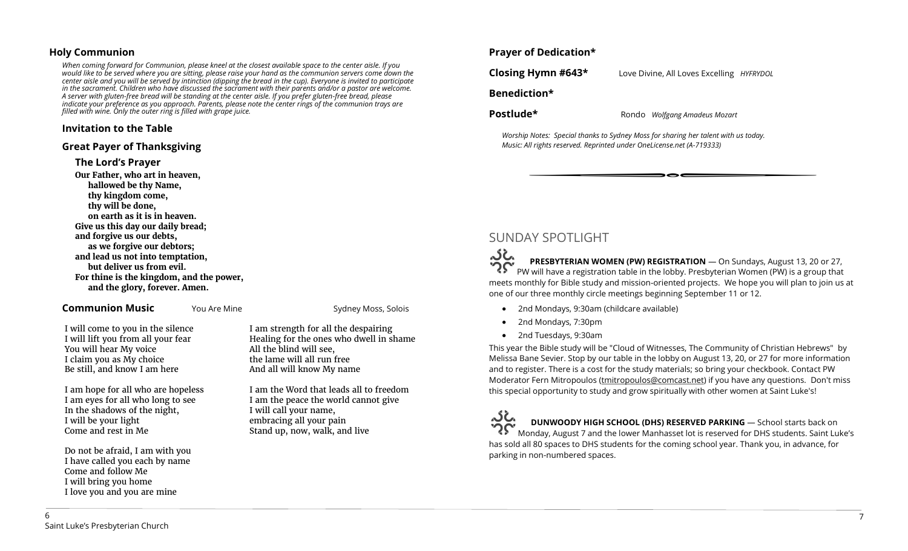## Holy Communion

*When coming forward for Communion, please kneel at the closest available space to the center aisle. If you would like to be served where you are sitting, please raise your hand as the communion servers come down the center aisle and you will be served by intinction (dipping the bread in the cup). Everyone is invited to participate in the sacrament. Children who have discussed the sacrament with their parents and/or a pastor are welcome. A server with gluten-free bread will be standing at the center aisle. If you prefer gluten-free bread, please indicate your preference as you approach. Parents, please note the center rings of the communion trays are filled with wine. Only the outer ring is filled with grape juice.*

### Invitation to the Table

### Great Payer of Thanksgiving

### The Lord's Prayer

**Our Father, who art in heaven,**
**hallowed be thy Name,**
**thy kingdom come,**
**thy will be done,**
**on earth as it is in heaven.**
**Give us this day our daily bread;**
**and forgive us our debts,**
**as we forgive our debtors;**
**and lead us not into temptation,**
**but deliver us from evil.**
**For thine is the kingdom, and the power,**
**and the glory, forever. Amen.**

**Communion Music** You Are Mine Sydney Moss, Solois

I will come to you in the silence
I will lift you from all your fear
You will hear My voice
I claim you as My choice
Be still, and know I am here

I am hope for all who are hopeless
I am eyes for all who long to see
In the shadows of the night,
I will be your light
Come and rest in Me

Do not be afraid, I am with you
I have called you each by name
Come and follow Me
I will bring you home
I love you and you are mine

I am strength for all the despairing
Healing for the ones who dwell in shame
All the blind will see,
the lame will all run free
And all will know My name

I am the Word that leads all to freedom
I am the peace the world cannot give
I will call your name,
embracing all your pain
Stand up, now, walk, and live

**Prayer of Dedication***

**Closing Hymn #643*** Love Divine, All Loves Excelling *HYFRYDOL*

**Benediction***

**Postlude*** Rondo *Wolfgang Amadeus Mozart*

*Worship Notes: Special thanks to Sydney Moss for sharing her talent with us today.*
*Music: All rights reserved. Reprinted under OneLicense.net (A-719333)*

## SUNDAY SPOTLIGHT

**PRESBYTERIAN WOMEN (PW) REGISTRATION** — On Sundays, August 13, 20 or 27, PW will have a registration table in the lobby. Presbyterian Women (PW) is a group that meets monthly for Bible study and mission-oriented projects. We hope you will plan to join us at one of our three monthly circle meetings beginning September 11 or 12.

- 2nd Mondays, 9:30am (childcare available)
- 2nd Mondays, 7:30pm
- 2nd Tuesdays, 9:30am

This year the Bible study will be "Cloud of Witnesses, The Community of Christian Hebrews" by Melissa Bane Sevier. Stop by our table in the lobby on August 13, 20, or 27 for more information and to register. There is a cost for the study materials; so bring your checkbook. Contact PW Moderator Fern Mitropoulos (tmitropoulos@comcast.net) if you have any questions. Don't miss this special opportunity to study and grow spiritually with other women at Saint Luke's!

**DUNWOODY HIGH SCHOOL (DHS) RESERVED PARKING** — School starts back on Monday, August 7 and the lower Manhasset lot is reserved for DHS students. Saint Luke's has sold all 80 spaces to DHS students for the coming school year. Thank you, in advance, for parking in non-numbered spaces.